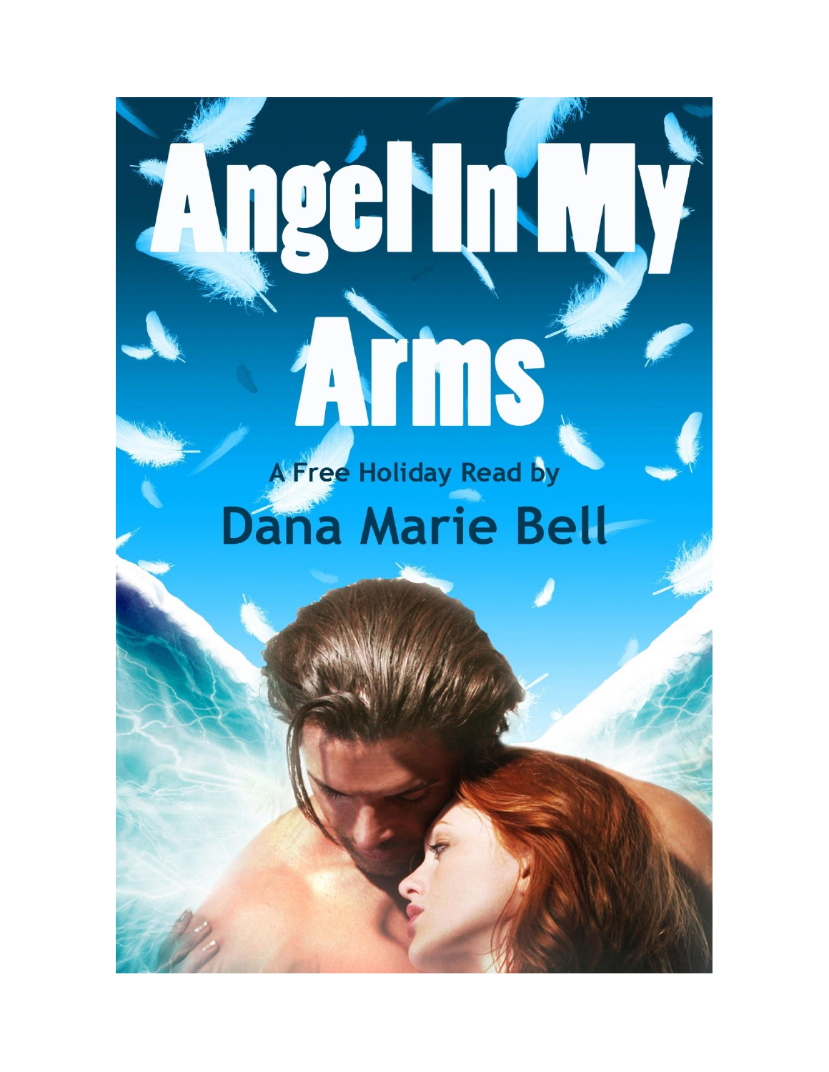# Angel In My Arms

A Free Holiday Read by

Dana Marie Bell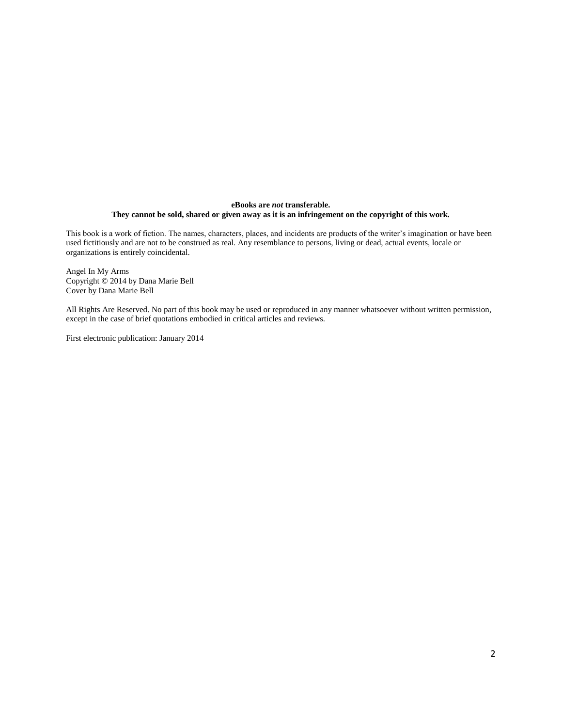**eBooks are *not* transferable.**
**They cannot be sold, shared or given away as it is an infringement on the copyright of this work.**

This book is a work of fiction. The names, characters, places, and incidents are products of the writer's imagination or have been used fictitiously and are not to be construed as real. Any resemblance to persons, living or dead, actual events, locale or organizations is entirely coincidental.

Angel In My Arms
Copyright © 2014 by Dana Marie Bell
Cover by Dana Marie Bell

All Rights Are Reserved. No part of this book may be used or reproduced in any manner whatsoever without written permission, except in the case of brief quotations embodied in critical articles and reviews.

First electronic publication: January 2014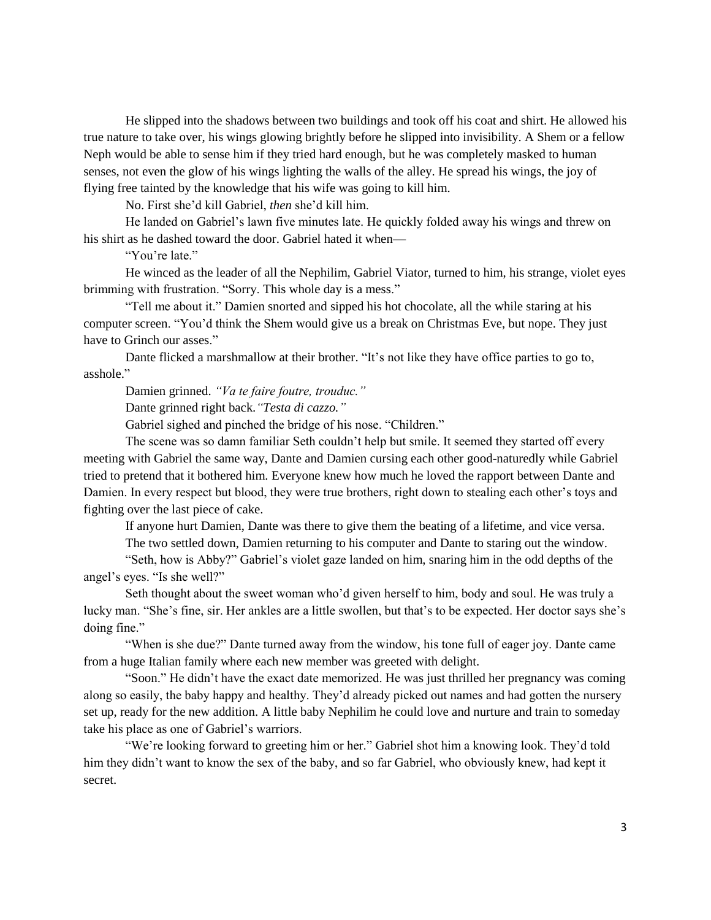He slipped into the shadows between two buildings and took off his coat and shirt. He allowed his true nature to take over, his wings glowing brightly before he slipped into invisibility. A Shem or a fellow Neph would be able to sense him if they tried hard enough, but he was completely masked to human senses, not even the glow of his wings lighting the walls of the alley. He spread his wings, the joy of flying free tainted by the knowledge that his wife was going to kill him.

No. First she'd kill Gabriel, *then* she'd kill him.

He landed on Gabriel's lawn five minutes late. He quickly folded away his wings and threw on his shirt as he dashed toward the door. Gabriel hated it when—

"You're late."

He winced as the leader of all the Nephilim, Gabriel Viator, turned to him, his strange, violet eyes brimming with frustration. "Sorry. This whole day is a mess."

"Tell me about it." Damien snorted and sipped his hot chocolate, all the while staring at his computer screen. "You'd think the Shem would give us a break on Christmas Eve, but nope. They just have to Grinch our asses."

Dante flicked a marshmallow at their brother. "It's not like they have office parties to go to, asshole."

Damien grinned. *"Va te faire foutre, trouduc."*

Dante grinned right back. *"Testa di cazzo."*

Gabriel sighed and pinched the bridge of his nose. "Children."

The scene was so damn familiar Seth couldn't help but smile. It seemed they started off every meeting with Gabriel the same way, Dante and Damien cursing each other good-naturedly while Gabriel tried to pretend that it bothered him. Everyone knew how much he loved the rapport between Dante and Damien. In every respect but blood, they were true brothers, right down to stealing each other's toys and fighting over the last piece of cake.

If anyone hurt Damien, Dante was there to give them the beating of a lifetime, and vice versa.

The two settled down, Damien returning to his computer and Dante to staring out the window.

"Seth, how is Abby?" Gabriel's violet gaze landed on him, snaring him in the odd depths of the angel's eyes. "Is she well?"

Seth thought about the sweet woman who'd given herself to him, body and soul. He was truly a lucky man. "She's fine, sir. Her ankles are a little swollen, but that's to be expected. Her doctor says she's doing fine."

"When is she due?" Dante turned away from the window, his tone full of eager joy. Dante came from a huge Italian family where each new member was greeted with delight.

"Soon." He didn't have the exact date memorized. He was just thrilled her pregnancy was coming along so easily, the baby happy and healthy. They'd already picked out names and had gotten the nursery set up, ready for the new addition. A little baby Nephilim he could love and nurture and train to someday take his place as one of Gabriel's warriors.

"We're looking forward to greeting him or her." Gabriel shot him a knowing look. They'd told him they didn't want to know the sex of the baby, and so far Gabriel, who obviously knew, had kept it secret.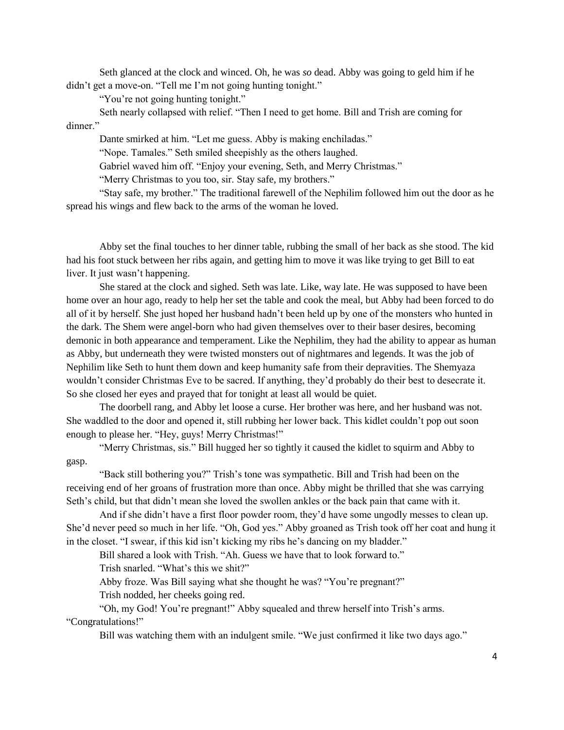Seth glanced at the clock and winced. Oh, he was *so* dead. Abby was going to geld him if he didn't get a move-on. "Tell me I'm not going hunting tonight."

"You're not going hunting tonight."

Seth nearly collapsed with relief. "Then I need to get home. Bill and Trish are coming for dinner."

Dante smirked at him. "Let me guess. Abby is making enchiladas."

"Nope. Tamales." Seth smiled sheepishly as the others laughed.

Gabriel waved him off. "Enjoy your evening, Seth, and Merry Christmas."

"Merry Christmas to you too, sir. Stay safe, my brothers."

"Stay safe, my brother." The traditional farewell of the Nephilim followed him out the door as he spread his wings and flew back to the arms of the woman he loved.

Abby set the final touches to her dinner table, rubbing the small of her back as she stood. The kid had his foot stuck between her ribs again, and getting him to move it was like trying to get Bill to eat liver. It just wasn't happening.

She stared at the clock and sighed. Seth was late. Like, way late. He was supposed to have been home over an hour ago, ready to help her set the table and cook the meal, but Abby had been forced to do all of it by herself. She just hoped her husband hadn't been held up by one of the monsters who hunted in the dark. The Shem were angel-born who had given themselves over to their baser desires, becoming demonic in both appearance and temperament. Like the Nephilim, they had the ability to appear as human as Abby, but underneath they were twisted monsters out of nightmares and legends. It was the job of Nephilim like Seth to hunt them down and keep humanity safe from their depravities. The Shemyaza wouldn't consider Christmas Eve to be sacred. If anything, they'd probably do their best to desecrate it. So she closed her eyes and prayed that for tonight at least all would be quiet.

The doorbell rang, and Abby let loose a curse. Her brother was here, and her husband was not. She waddled to the door and opened it, still rubbing her lower back. This kidlet couldn't pop out soon enough to please her. "Hey, guys! Merry Christmas!"

"Merry Christmas, sis." Bill hugged her so tightly it caused the kidlet to squirm and Abby to gasp.

"Back still bothering you?" Trish's tone was sympathetic. Bill and Trish had been on the receiving end of her groans of frustration more than once. Abby might be thrilled that she was carrying Seth's child, but that didn't mean she loved the swollen ankles or the back pain that came with it.

And if she didn't have a first floor powder room, they'd have some ungodly messes to clean up. She'd never peed so much in her life. "Oh, God yes." Abby groaned as Trish took off her coat and hung it in the closet. "I swear, if this kid isn't kicking my ribs he's dancing on my bladder."

Bill shared a look with Trish. "Ah. Guess we have that to look forward to."

Trish snarled. "What's this we shit?"

Abby froze. Was Bill saying what she thought he was? "You're pregnant?"

Trish nodded, her cheeks going red.

"Oh, my God! You're pregnant!" Abby squealed and threw herself into Trish's arms. "Congratulations!"

Bill was watching them with an indulgent smile. "We just confirmed it like two days ago."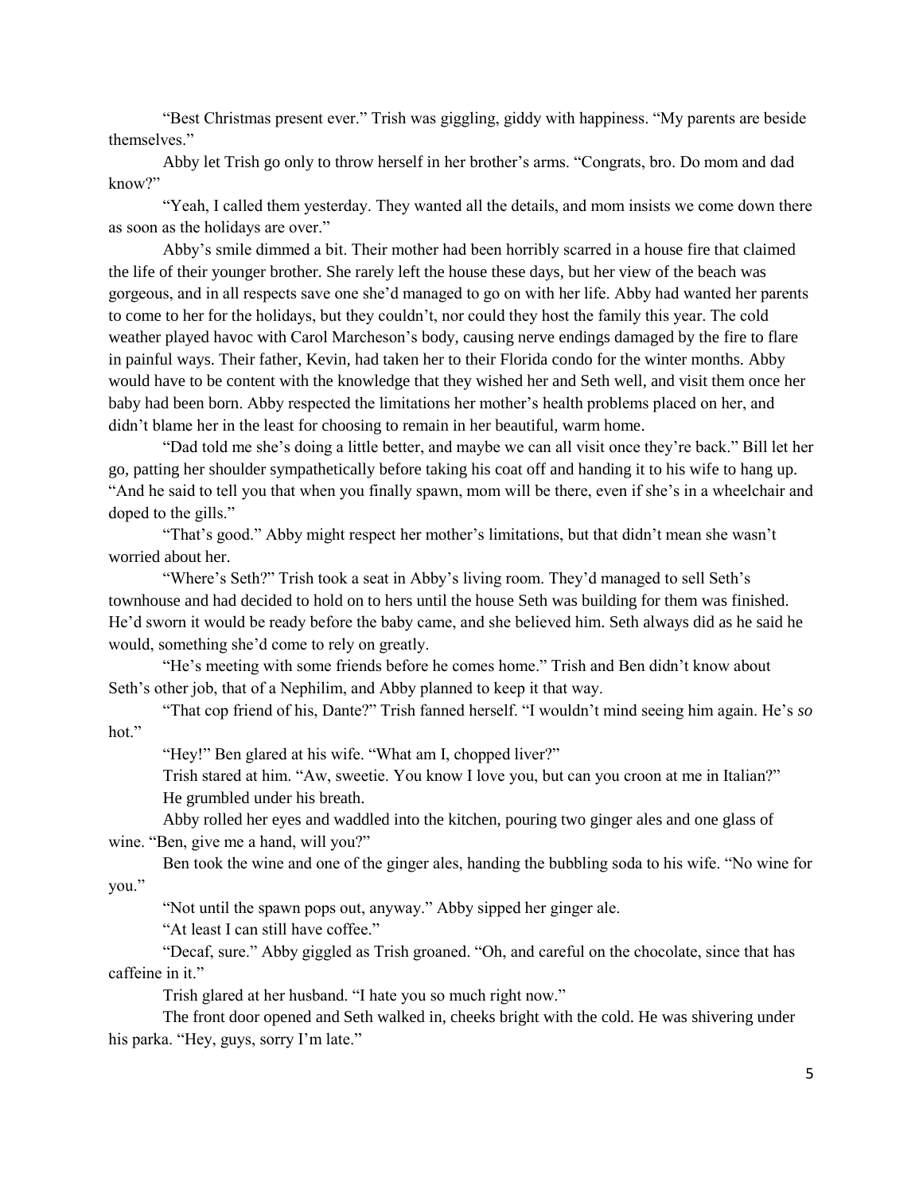"Best Christmas present ever." Trish was giggling, giddy with happiness. "My parents are beside themselves."

Abby let Trish go only to throw herself in her brother's arms. "Congrats, bro. Do mom and dad know?"

"Yeah, I called them yesterday. They wanted all the details, and mom insists we come down there as soon as the holidays are over."

Abby's smile dimmed a bit. Their mother had been horribly scarred in a house fire that claimed the life of their younger brother. She rarely left the house these days, but her view of the beach was gorgeous, and in all respects save one she'd managed to go on with her life. Abby had wanted her parents to come to her for the holidays, but they couldn't, nor could they host the family this year. The cold weather played havoc with Carol Marcheson's body, causing nerve endings damaged by the fire to flare in painful ways. Their father, Kevin, had taken her to their Florida condo for the winter months. Abby would have to be content with the knowledge that they wished her and Seth well, and visit them once her baby had been born. Abby respected the limitations her mother's health problems placed on her, and didn't blame her in the least for choosing to remain in her beautiful, warm home.

"Dad told me she's doing a little better, and maybe we can all visit once they're back." Bill let her go, patting her shoulder sympathetically before taking his coat off and handing it to his wife to hang up. "And he said to tell you that when you finally spawn, mom will be there, even if she's in a wheelchair and doped to the gills."

"That's good." Abby might respect her mother's limitations, but that didn't mean she wasn't worried about her.

"Where's Seth?" Trish took a seat in Abby's living room. They'd managed to sell Seth's townhouse and had decided to hold on to hers until the house Seth was building for them was finished. He'd sworn it would be ready before the baby came, and she believed him. Seth always did as he said he would, something she'd come to rely on greatly.

"He's meeting with some friends before he comes home." Trish and Ben didn't know about Seth's other job, that of a Nephilim, and Abby planned to keep it that way.

"That cop friend of his, Dante?" Trish fanned herself. "I wouldn't mind seeing him again. He's *so* hot."

"Hey!" Ben glared at his wife. "What am I, chopped liver?"

Trish stared at him. "Aw, sweetie. You know I love you, but can you croon at me in Italian?"

He grumbled under his breath.

Abby rolled her eyes and waddled into the kitchen, pouring two ginger ales and one glass of wine. "Ben, give me a hand, will you?"

Ben took the wine and one of the ginger ales, handing the bubbling soda to his wife. "No wine for you."

"Not until the spawn pops out, anyway." Abby sipped her ginger ale.

"At least I can still have coffee."

"Decaf, sure." Abby giggled as Trish groaned. "Oh, and careful on the chocolate, since that has caffeine in it."

Trish glared at her husband. "I hate you so much right now."

The front door opened and Seth walked in, cheeks bright with the cold. He was shivering under his parka. "Hey, guys, sorry I'm late."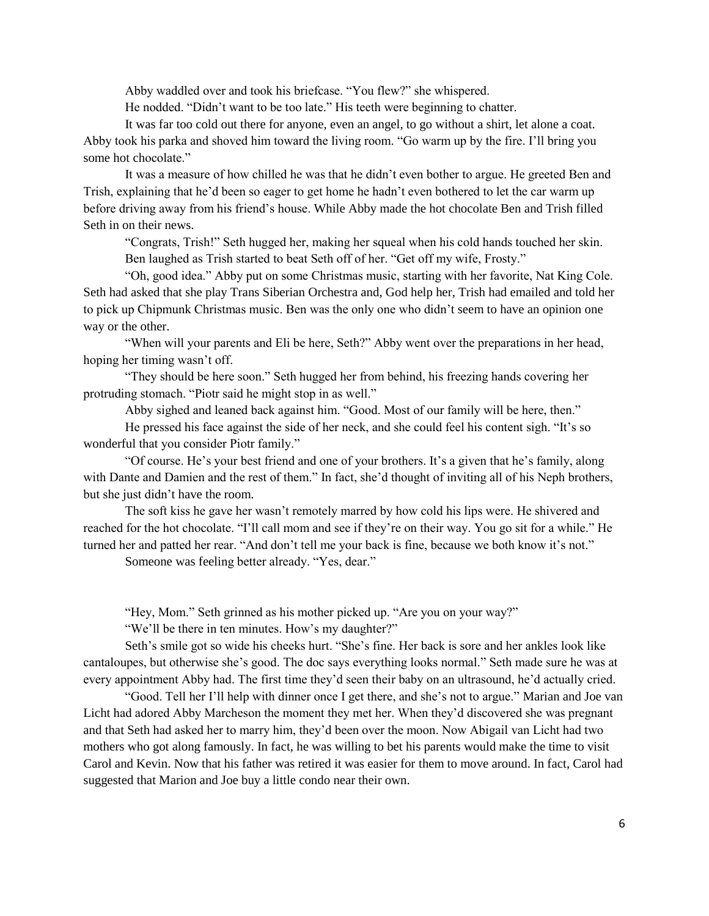Abby waddled over and took his briefcase. "You flew?" she whispered.

He nodded. "Didn't want to be too late." His teeth were beginning to chatter.

It was far too cold out there for anyone, even an angel, to go without a shirt, let alone a coat. Abby took his parka and shoved him toward the living room. "Go warm up by the fire. I'll bring you some hot chocolate."

It was a measure of how chilled he was that he didn't even bother to argue. He greeted Ben and Trish, explaining that he'd been so eager to get home he hadn't even bothered to let the car warm up before driving away from his friend's house. While Abby made the hot chocolate Ben and Trish filled Seth in on their news.

"Congrats, Trish!" Seth hugged her, making her squeal when his cold hands touched her skin.

Ben laughed as Trish started to beat Seth off of her. "Get off my wife, Frosty."

"Oh, good idea." Abby put on some Christmas music, starting with her favorite, Nat King Cole. Seth had asked that she play Trans Siberian Orchestra and, God help her, Trish had emailed and told her to pick up Chipmunk Christmas music. Ben was the only one who didn't seem to have an opinion one way or the other.

"When will your parents and Eli be here, Seth?" Abby went over the preparations in her head, hoping her timing wasn't off.

"They should be here soon." Seth hugged her from behind, his freezing hands covering her protruding stomach. "Piotr said he might stop in as well."

Abby sighed and leaned back against him. "Good. Most of our family will be here, then."

He pressed his face against the side of her neck, and she could feel his content sigh. "It's so wonderful that you consider Piotr family."

"Of course. He's your best friend and one of your brothers. It's a given that he's family, along with Dante and Damien and the rest of them." In fact, she'd thought of inviting all of his Neph brothers, but she just didn't have the room.

The soft kiss he gave her wasn't remotely marred by how cold his lips were. He shivered and reached for the hot chocolate. "I'll call mom and see if they're on their way. You go sit for a while." He turned her and patted her rear. "And don't tell me your back is fine, because we both know it's not."

Someone was feeling better already. "Yes, dear."

"Hey, Mom." Seth grinned as his mother picked up. "Are you on your way?"

"We'll be there in ten minutes. How's my daughter?"

Seth's smile got so wide his cheeks hurt. "She's fine. Her back is sore and her ankles look like cantaloupes, but otherwise she's good. The doc says everything looks normal." Seth made sure he was at every appointment Abby had. The first time they'd seen their baby on an ultrasound, he'd actually cried.

"Good. Tell her I'll help with dinner once I get there, and she's not to argue." Marian and Joe van Licht had adored Abby Marcheson the moment they met her. When they'd discovered she was pregnant and that Seth had asked her to marry him, they'd been over the moon. Now Abigail van Licht had two mothers who got along famously. In fact, he was willing to bet his parents would make the time to visit Carol and Kevin. Now that his father was retired it was easier for them to move around. In fact, Carol had suggested that Marion and Joe buy a little condo near their own.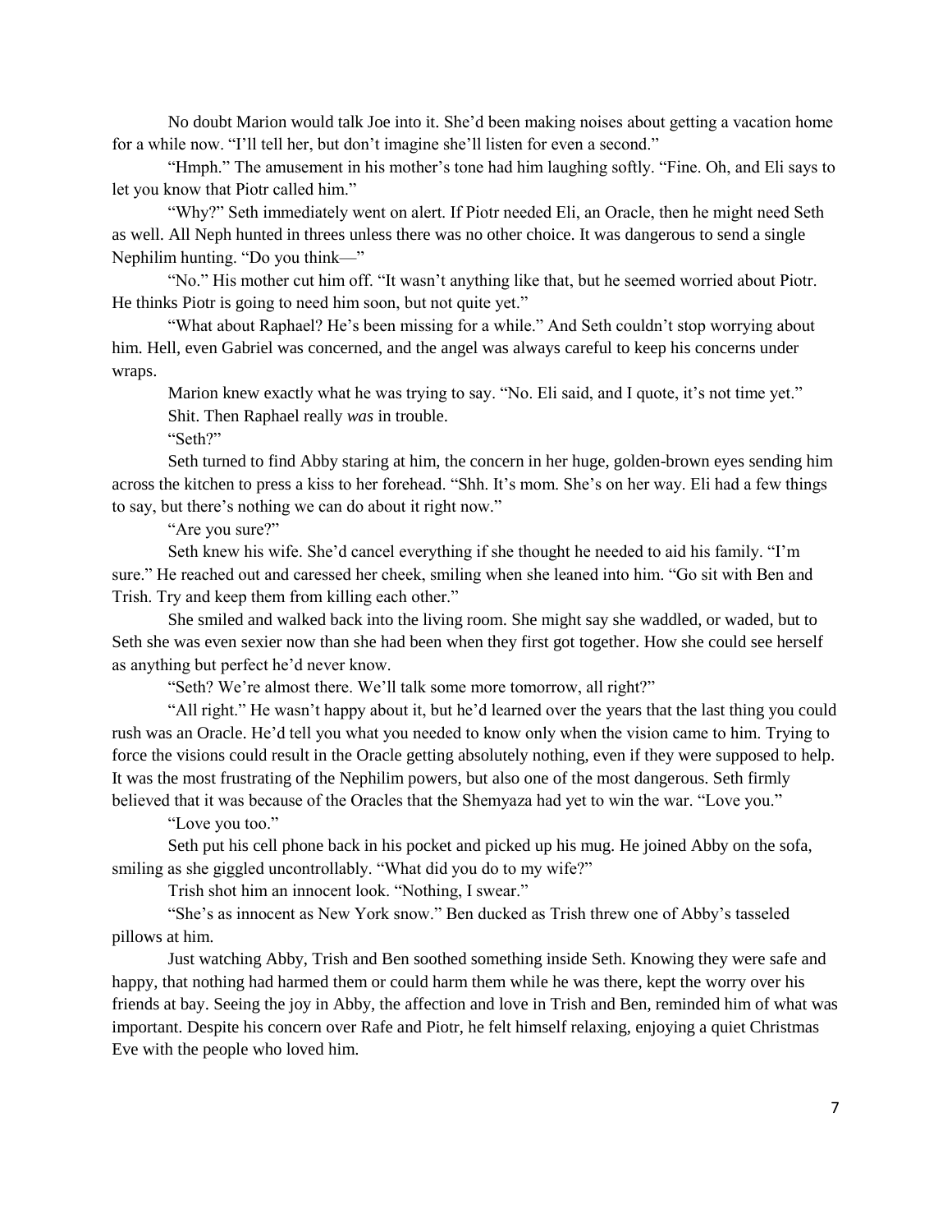No doubt Marion would talk Joe into it. She'd been making noises about getting a vacation home for a while now. "I'll tell her, but don't imagine she'll listen for even a second."

"Hmph." The amusement in his mother's tone had him laughing softly. "Fine. Oh, and Eli says to let you know that Piotr called him."

"Why?" Seth immediately went on alert. If Piotr needed Eli, an Oracle, then he might need Seth as well. All Neph hunted in threes unless there was no other choice. It was dangerous to send a single Nephilim hunting. "Do you think—"

"No." His mother cut him off. "It wasn't anything like that, but he seemed worried about Piotr. He thinks Piotr is going to need him soon, but not quite yet."

"What about Raphael? He's been missing for a while." And Seth couldn't stop worrying about him. Hell, even Gabriel was concerned, and the angel was always careful to keep his concerns under wraps.

Marion knew exactly what he was trying to say. "No. Eli said, and I quote, it's not time yet."

Shit. Then Raphael really *was* in trouble.

"Seth?"

Seth turned to find Abby staring at him, the concern in her huge, golden-brown eyes sending him across the kitchen to press a kiss to her forehead. "Shh. It's mom. She's on her way. Eli had a few things to say, but there's nothing we can do about it right now."

"Are you sure?"

Seth knew his wife. She'd cancel everything if she thought he needed to aid his family. "I'm sure." He reached out and caressed her cheek, smiling when she leaned into him. "Go sit with Ben and Trish. Try and keep them from killing each other."

She smiled and walked back into the living room. She might say she waddled, or waded, but to Seth she was even sexier now than she had been when they first got together. How she could see herself as anything but perfect he'd never know.

"Seth? We're almost there. We'll talk some more tomorrow, all right?"

"All right." He wasn't happy about it, but he'd learned over the years that the last thing you could rush was an Oracle. He'd tell you what you needed to know only when the vision came to him. Trying to force the visions could result in the Oracle getting absolutely nothing, even if they were supposed to help. It was the most frustrating of the Nephilim powers, but also one of the most dangerous. Seth firmly believed that it was because of the Oracles that the Shemyaza had yet to win the war. "Love you."

"Love you too."

Seth put his cell phone back in his pocket and picked up his mug. He joined Abby on the sofa, smiling as she giggled uncontrollably. "What did you do to my wife?"

Trish shot him an innocent look. "Nothing, I swear."

"She's as innocent as New York snow." Ben ducked as Trish threw one of Abby's tasseled pillows at him.

Just watching Abby, Trish and Ben soothed something inside Seth. Knowing they were safe and happy, that nothing had harmed them or could harm them while he was there, kept the worry over his friends at bay. Seeing the joy in Abby, the affection and love in Trish and Ben, reminded him of what was important. Despite his concern over Rafe and Piotr, he felt himself relaxing, enjoying a quiet Christmas Eve with the people who loved him.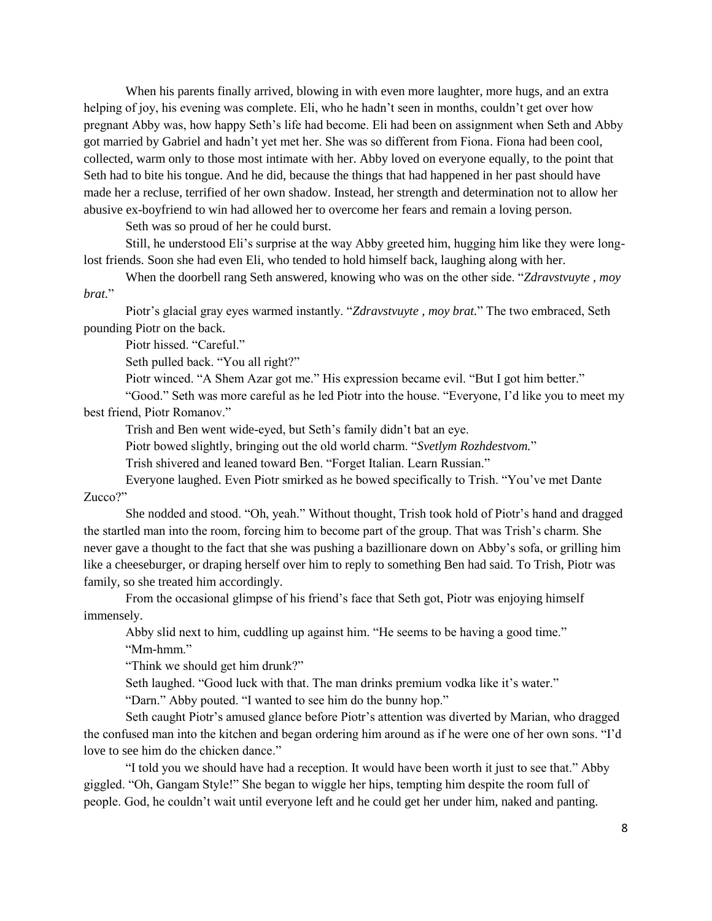When his parents finally arrived, blowing in with even more laughter, more hugs, and an extra helping of joy, his evening was complete. Eli, who he hadn't seen in months, couldn't get over how pregnant Abby was, how happy Seth's life had become. Eli had been on assignment when Seth and Abby got married by Gabriel and hadn't yet met her. She was so different from Fiona. Fiona had been cool, collected, warm only to those most intimate with her. Abby loved on everyone equally, to the point that Seth had to bite his tongue. And he did, because the things that had happened in her past should have made her a recluse, terrified of her own shadow. Instead, her strength and determination not to allow her abusive ex-boyfriend to win had allowed her to overcome her fears and remain a loving person.

Seth was so proud of her he could burst.

Still, he understood Eli's surprise at the way Abby greeted him, hugging him like they were long-lost friends. Soon she had even Eli, who tended to hold himself back, laughing along with her.

When the doorbell rang Seth answered, knowing who was on the other side. "*Zdravstvuyte , moy brat.*"

Piotr's glacial gray eyes warmed instantly. "*Zdravstvuyte , moy brat.*" The two embraced, Seth pounding Piotr on the back.

Piotr hissed. "Careful."

Seth pulled back. "You all right?"

Piotr winced. "A Shem Azar got me." His expression became evil. "But I got him better."

"Good." Seth was more careful as he led Piotr into the house. "Everyone, I'd like you to meet my best friend, Piotr Romanov."

Trish and Ben went wide-eyed, but Seth's family didn't bat an eye.

Piotr bowed slightly, bringing out the old world charm. "*Svetlym Rozhdestvom.*"

Trish shivered and leaned toward Ben. "Forget Italian. Learn Russian."

Everyone laughed. Even Piotr smirked as he bowed specifically to Trish. "You've met Dante Zucco?"

She nodded and stood. "Oh, yeah." Without thought, Trish took hold of Piotr's hand and dragged the startled man into the room, forcing him to become part of the group. That was Trish's charm. She never gave a thought to the fact that she was pushing a bazillionare down on Abby's sofa, or grilling him like a cheeseburger, or draping herself over him to reply to something Ben had said. To Trish, Piotr was family, so she treated him accordingly.

From the occasional glimpse of his friend's face that Seth got, Piotr was enjoying himself immensely.

Abby slid next to him, cuddling up against him. "He seems to be having a good time."

"Mm-hmm."

"Think we should get him drunk?"

Seth laughed. "Good luck with that. The man drinks premium vodka like it's water."

"Darn." Abby pouted. "I wanted to see him do the bunny hop."

Seth caught Piotr's amused glance before Piotr's attention was diverted by Marian, who dragged the confused man into the kitchen and began ordering him around as if he were one of her own sons. "I'd love to see him do the chicken dance."

"I told you we should have had a reception. It would have been worth it just to see that." Abby giggled. "Oh, Gangam Style!" She began to wiggle her hips, tempting him despite the room full of people. God, he couldn't wait until everyone left and he could get her under him, naked and panting.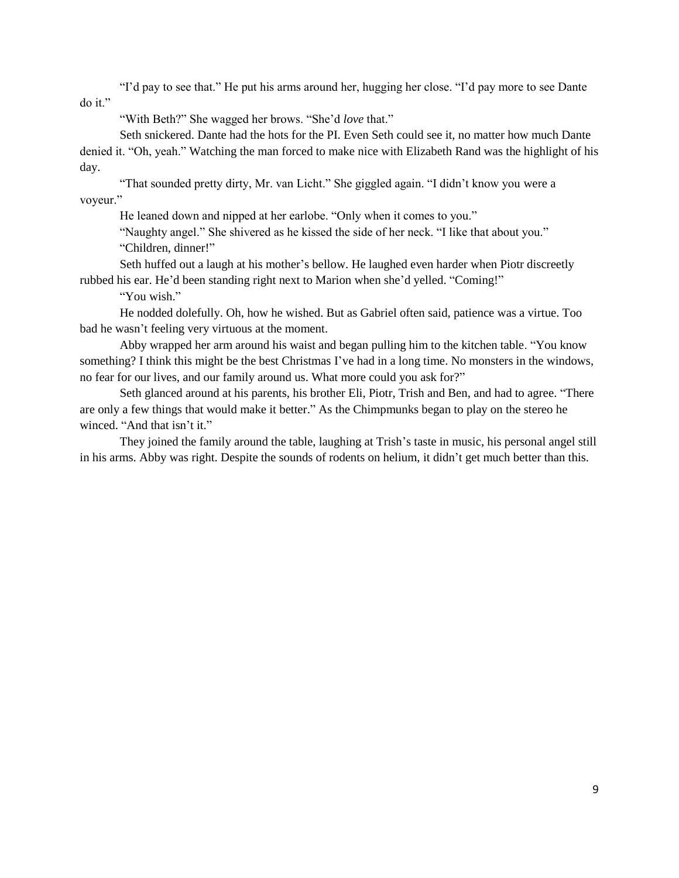"I'd pay to see that." He put his arms around her, hugging her close. "I'd pay more to see Dante do it."

"With Beth?" She wagged her brows. "She'd *love* that."

Seth snickered. Dante had the hots for the PI. Even Seth could see it, no matter how much Dante denied it. "Oh, yeah." Watching the man forced to make nice with Elizabeth Rand was the highlight of his day.

"That sounded pretty dirty, Mr. van Licht." She giggled again. "I didn't know you were a voyeur."

He leaned down and nipped at her earlobe. "Only when it comes to you."

"Naughty angel." She shivered as he kissed the side of her neck. "I like that about you."

"Children, dinner!"

Seth huffed out a laugh at his mother's bellow. He laughed even harder when Piotr discreetly rubbed his ear. He'd been standing right next to Marion when she'd yelled. "Coming!"

"You wish."

He nodded dolefully. Oh, how he wished. But as Gabriel often said, patience was a virtue. Too bad he wasn't feeling very virtuous at the moment.

Abby wrapped her arm around his waist and began pulling him to the kitchen table. "You know something? I think this might be the best Christmas I've had in a long time. No monsters in the windows, no fear for our lives, and our family around us. What more could you ask for?"

Seth glanced around at his parents, his brother Eli, Piotr, Trish and Ben, and had to agree. "There are only a few things that would make it better." As the Chimpmunks began to play on the stereo he winced. "And that isn't it."

They joined the family around the table, laughing at Trish's taste in music, his personal angel still in his arms. Abby was right. Despite the sounds of rodents on helium, it didn't get much better than this.